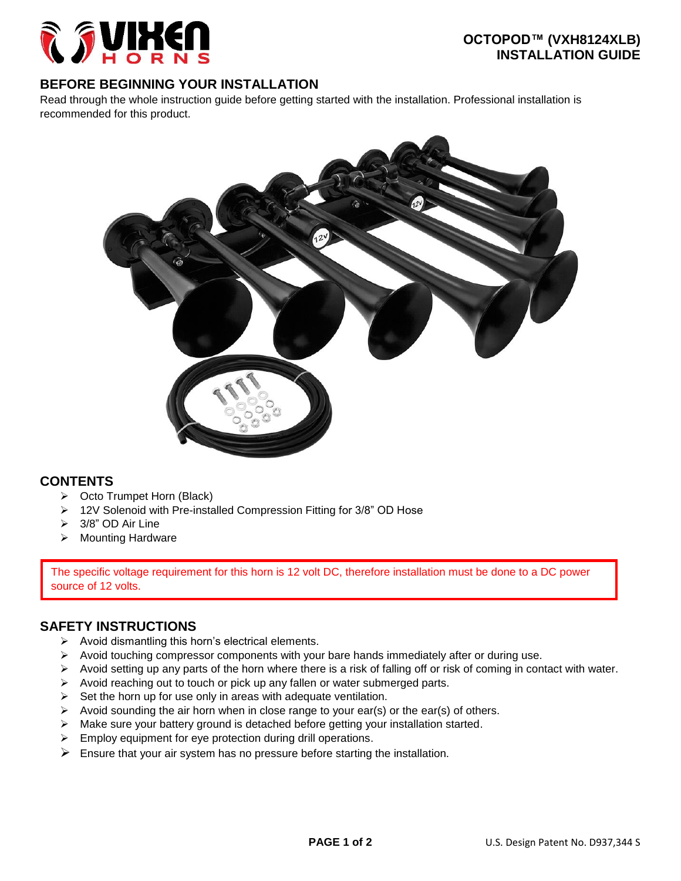# OCTOPOD™ (VXH8124XLB) INSTALLATION GUIDE

## BEFORE BEGINNING YOUR INSTALLATION

Read through the whole instruction guide before getting started with the installation. Professional installation is recommended for this product.

## CONTENTS

- Octo Trumpet Horn (Black)
- 12V Solenoid with Pre-installed Compression Fitting for 3/8" OD Hose
- 3/8" OD Air Line
- Mounting Hardware

The specific voltage requirement for this horn is 12 volt DC, therefore installation must be done to a DC power source of 12 volts.

## SAFETY INSTRUCTIONS

- Avoid dismantling this horn's electrical elements.
- Avoid touching compressor components with your bare hands immediately after or during use.
- Avoid setting up any parts of the horn where there is a risk of falling off or risk of coming in contact with water.
- Avoid reaching out to touch or pick up any fallen or water submerged parts.
- Set the horn up for use only in areas with adequate ventilation.
- Avoid sounding the air horn when in close range to your ear(s) or the ear(s) of others.
- Make sure your battery ground is detached before getting your installation started.
- Employ equipment for eye protection during drill operations.
- Ensure that your air system has no pressure before starting the installation.

U.S. Design Patent No. D937,344 S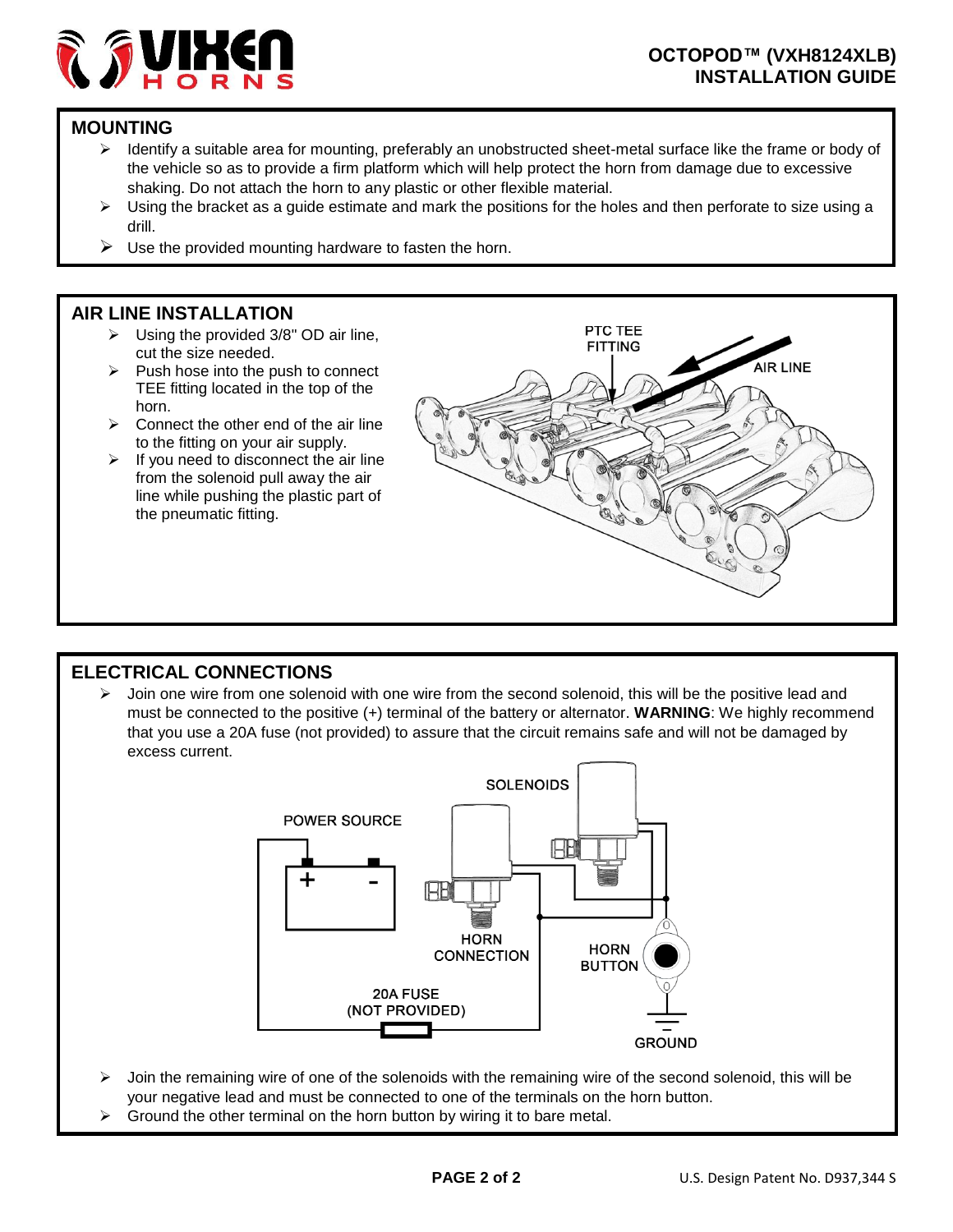**OCTOPOD™ (VXH8124XLB)**
**INSTALLATION GUIDE**

## MOUNTING

- Identify a suitable area for mounting, preferably an unobstructed sheet-metal surface like the frame or body of the vehicle so as to provide a firm platform which will help protect the horn from damage due to excessive shaking. Do not attach the horn to any plastic or other flexible material.
- Using the bracket as a guide estimate and mark the positions for the holes and then perforate to size using a drill.
- Use the provided mounting hardware to fasten the horn.

## AIR LINE INSTALLATION

- Using the provided 3/8" OD air line, cut the size needed.
- Push hose into the push to connect TEE fitting located in the top of the horn.
- Connect the other end of the air line to the fitting on your air supply.
- If you need to disconnect the air line from the solenoid pull away the air line while pushing the plastic part of the pneumatic fitting.

PTC TEE FITTING

AIR LINE

## ELECTRICAL CONNECTIONS

- Join one wire from one solenoid with one wire from the second solenoid, this will be the positive lead and must be connected to the positive (+) terminal of the battery or alternator. **WARNING**: We highly recommend that you use a 20A fuse (not provided) to assure that the circuit remains safe and will not be damaged by excess current.

SOLENOIDS

POWER SOURCE

HORN CONNECTION

HORN BUTTON

20A FUSE (NOT PROVIDED)

GROUND

- Join the remaining wire of one of the solenoids with the remaining wire of the second solenoid, this will be your negative lead and must be connected to one of the terminals on the horn button.
- Ground the other terminal on the horn button by wiring it to bare metal.

U.S. Design Patent No. D937,344 S